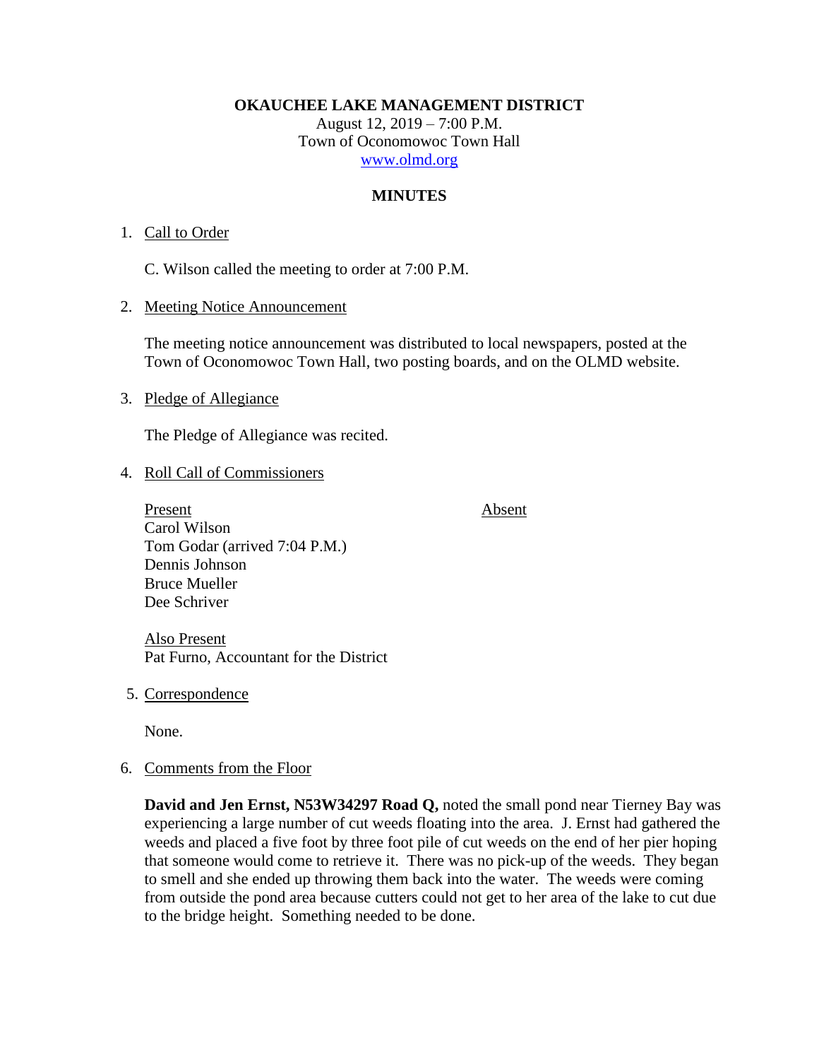**OKAUCHEE LAKE MANAGEMENT DISTRICT**

August 12, 2019 – 7:00 P.M.
Town of Oconomowoc Town Hall
www.olmd.org

**MINUTES**

1. Call to Order

   C. Wilson called the meeting to order at 7:00 P.M.

2. Meeting Notice Announcement

   The meeting notice announcement was distributed to local newspapers, posted at the Town of Oconomowoc Town Hall, two posting boards, and on the OLMD website.

3. Pledge of Allegiance

   The Pledge of Allegiance was recited.

4. Roll Call of Commissioners

| Present | Absent |
|---|---|
| Carol Wilson | |
| Tom Godar (arrived 7:04 P.M.) | |
| Dennis Johnson | |
| Bruce Mueller | |
| Dee Schriver | |

   Also Present
   Pat Furno, Accountant for the District

5. Correspondence

   None.

6. Comments from the Floor

   **David and Jen Ernst, N53W34297 Road Q,** noted the small pond near Tierney Bay was experiencing a large number of cut weeds floating into the area. J. Ernst had gathered the weeds and placed a five foot by three foot pile of cut weeds on the end of her pier hoping that someone would come to retrieve it. There was no pick-up of the weeds. They began to smell and she ended up throwing them back into the water. The weeds were coming from outside the pond area because cutters could not get to her area of the lake to cut due to the bridge height. Something needed to be done.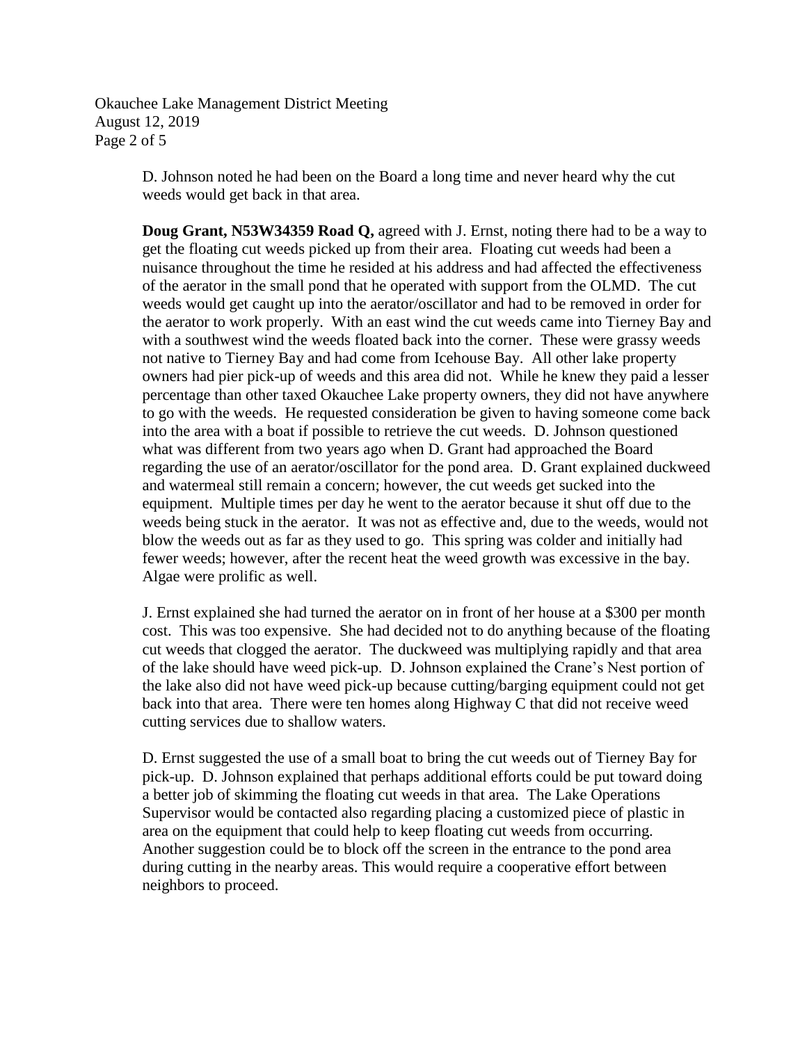D. Johnson noted he had been on the Board a long time and never heard why the cut weeds would get back in that area.

**Doug Grant, N53W34359 Road Q,** agreed with J. Ernst, noting there had to be a way to get the floating cut weeds picked up from their area. Floating cut weeds had been a nuisance throughout the time he resided at his address and had affected the effectiveness of the aerator in the small pond that he operated with support from the OLMD. The cut weeds would get caught up into the aerator/oscillator and had to be removed in order for the aerator to work properly. With an east wind the cut weeds came into Tierney Bay and with a southwest wind the weeds floated back into the corner. These were grassy weeds not native to Tierney Bay and had come from Icehouse Bay. All other lake property owners had pier pick-up of weeds and this area did not. While he knew they paid a lesser percentage than other taxed Okauchee Lake property owners, they did not have anywhere to go with the weeds. He requested consideration be given to having someone come back into the area with a boat if possible to retrieve the cut weeds. D. Johnson questioned what was different from two years ago when D. Grant had approached the Board regarding the use of an aerator/oscillator for the pond area. D. Grant explained duckweed and watermeal still remain a concern; however, the cut weeds get sucked into the equipment. Multiple times per day he went to the aerator because it shut off due to the weeds being stuck in the aerator. It was not as effective and, due to the weeds, would not blow the weeds out as far as they used to go. This spring was colder and initially had fewer weeds; however, after the recent heat the weed growth was excessive in the bay. Algae were prolific as well.

J. Ernst explained she had turned the aerator on in front of her house at a $300 per month cost. This was too expensive. She had decided not to do anything because of the floating cut weeds that clogged the aerator. The duckweed was multiplying rapidly and that area of the lake should have weed pick-up. D. Johnson explained the Crane's Nest portion of the lake also did not have weed pick-up because cutting/barging equipment could not get back into that area. There were ten homes along Highway C that did not receive weed cutting services due to shallow waters.

D. Ernst suggested the use of a small boat to bring the cut weeds out of Tierney Bay for pick-up. D. Johnson explained that perhaps additional efforts could be put toward doing a better job of skimming the floating cut weeds in that area. The Lake Operations Supervisor would be contacted also regarding placing a customized piece of plastic in area on the equipment that could help to keep floating cut weeds from occurring. Another suggestion could be to block off the screen in the entrance to the pond area during cutting in the nearby areas. This would require a cooperative effort between neighbors to proceed.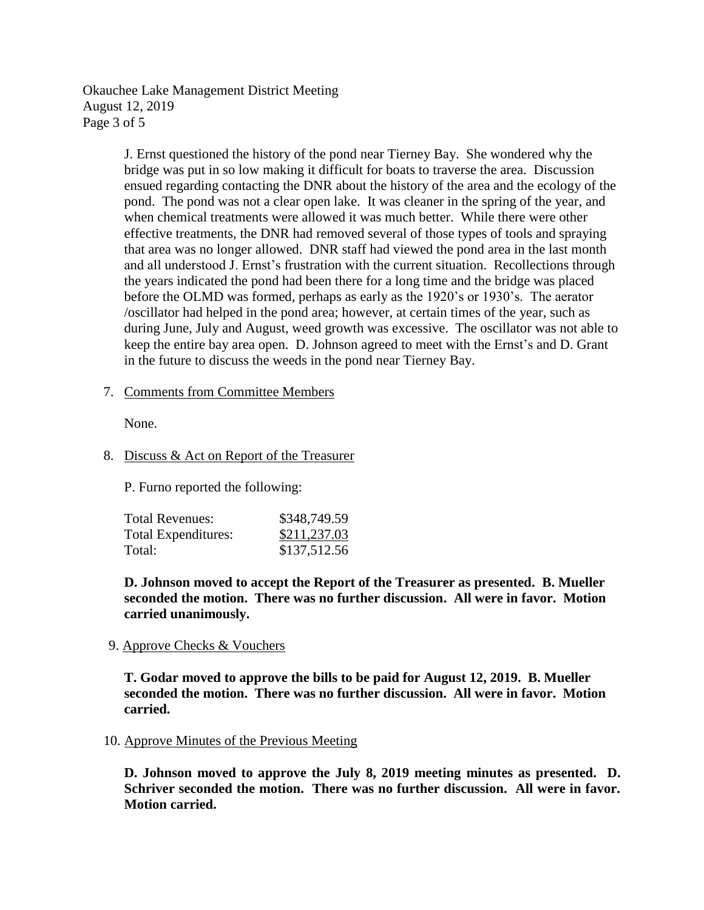J. Ernst questioned the history of the pond near Tierney Bay. She wondered why the bridge was put in so low making it difficult for boats to traverse the area. Discussion ensued regarding contacting the DNR about the history of the area and the ecology of the pond. The pond was not a clear open lake. It was cleaner in the spring of the year, and when chemical treatments were allowed it was much better. While there were other effective treatments, the DNR had removed several of those types of tools and spraying that area was no longer allowed. DNR staff had viewed the pond area in the last month and all understood J. Ernst's frustration with the current situation. Recollections through the years indicated the pond had been there for a long time and the bridge was placed before the OLMD was formed, perhaps as early as the 1920's or 1930's. The aerator /oscillator had helped in the pond area; however, at certain times of the year, such as during June, July and August, weed growth was excessive. The oscillator was not able to keep the entire bay area open. D. Johnson agreed to meet with the Ernst's and D. Grant in the future to discuss the weeds in the pond near Tierney Bay.

7. Comments from Committee Members

   None.

8. Discuss & Act on Report of the Treasurer

   P. Furno reported the following:

| | |
|---|---|
| Total Revenues: | \$348,749.59 |
| Total Expenditures: | \$211,237.03 |
| Total: | \$137,512.56 |

   **D. Johnson moved to accept the Report of the Treasurer as presented. B. Mueller seconded the motion. There was no further discussion. All were in favor. Motion carried unanimously.**

9. Approve Checks & Vouchers

   **T. Godar moved to approve the bills to be paid for August 12, 2019. B. Mueller seconded the motion. There was no further discussion. All were in favor. Motion carried.**

10. Approve Minutes of the Previous Meeting

   **D. Johnson moved to approve the July 8, 2019 meeting minutes as presented. D. Schriver seconded the motion. There was no further discussion. All were in favor. Motion carried.**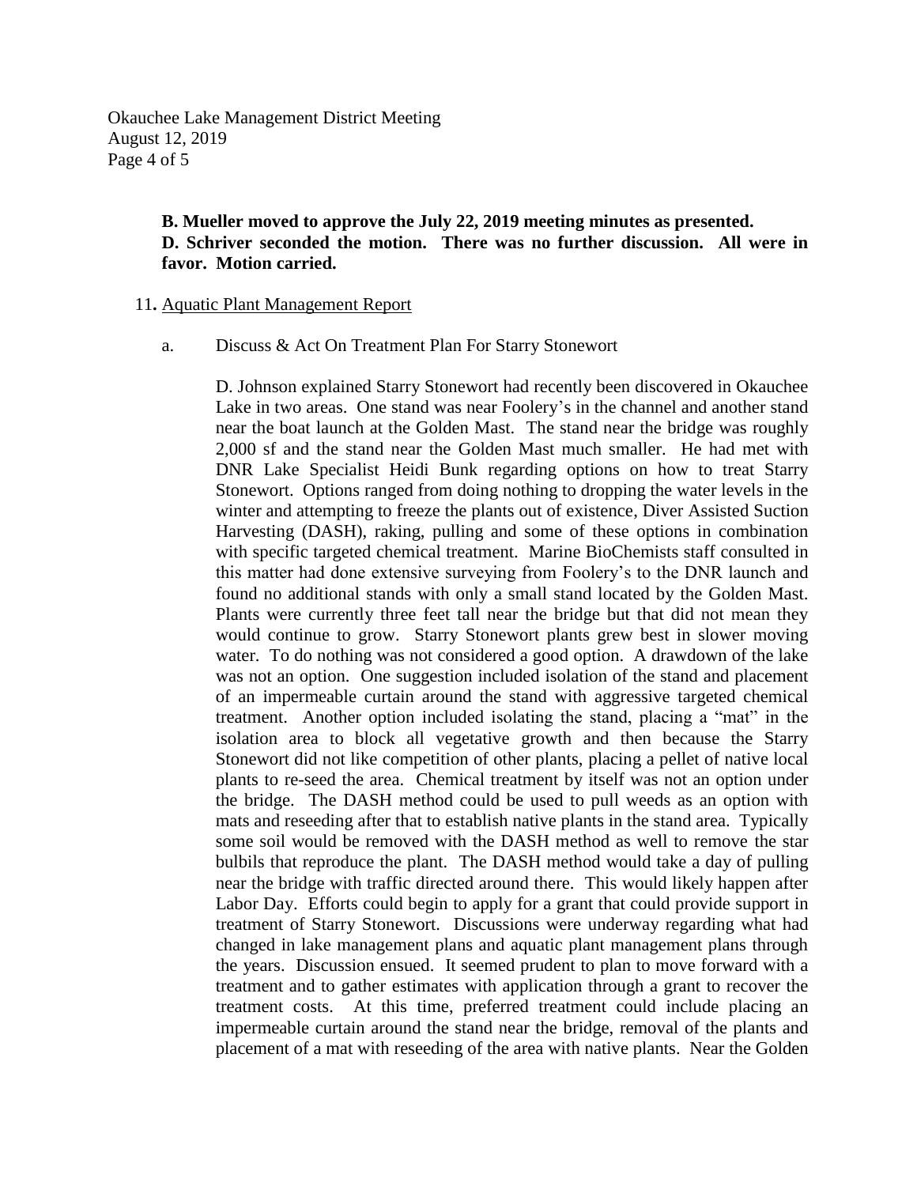**B. Mueller moved to approve the July 22, 2019 meeting minutes as presented. D. Schriver seconded the motion. There was no further discussion. All were in favor. Motion carried.**

11. Aquatic Plant Management Report

a. Discuss & Act On Treatment Plan For Starry Stonewort

D. Johnson explained Starry Stonewort had recently been discovered in Okauchee Lake in two areas. One stand was near Foolery's in the channel and another stand near the boat launch at the Golden Mast. The stand near the bridge was roughly 2,000 sf and the stand near the Golden Mast much smaller. He had met with DNR Lake Specialist Heidi Bunk regarding options on how to treat Starry Stonewort. Options ranged from doing nothing to dropping the water levels in the winter and attempting to freeze the plants out of existence, Diver Assisted Suction Harvesting (DASH), raking, pulling and some of these options in combination with specific targeted chemical treatment. Marine BioChemists staff consulted in this matter had done extensive surveying from Foolery's to the DNR launch and found no additional stands with only a small stand located by the Golden Mast. Plants were currently three feet tall near the bridge but that did not mean they would continue to grow. Starry Stonewort plants grew best in slower moving water. To do nothing was not considered a good option. A drawdown of the lake was not an option. One suggestion included isolation of the stand and placement of an impermeable curtain around the stand with aggressive targeted chemical treatment. Another option included isolating the stand, placing a "mat" in the isolation area to block all vegetative growth and then because the Starry Stonewort did not like competition of other plants, placing a pellet of native local plants to re-seed the area. Chemical treatment by itself was not an option under the bridge. The DASH method could be used to pull weeds as an option with mats and reseeding after that to establish native plants in the stand area. Typically some soil would be removed with the DASH method as well to remove the star bulbils that reproduce the plant. The DASH method would take a day of pulling near the bridge with traffic directed around there. This would likely happen after Labor Day. Efforts could begin to apply for a grant that could provide support in treatment of Starry Stonewort. Discussions were underway regarding what had changed in lake management plans and aquatic plant management plans through the years. Discussion ensued. It seemed prudent to plan to move forward with a treatment and to gather estimates with application through a grant to recover the treatment costs. At this time, preferred treatment could include placing an impermeable curtain around the stand near the bridge, removal of the plants and placement of a mat with reseeding of the area with native plants. Near the Golden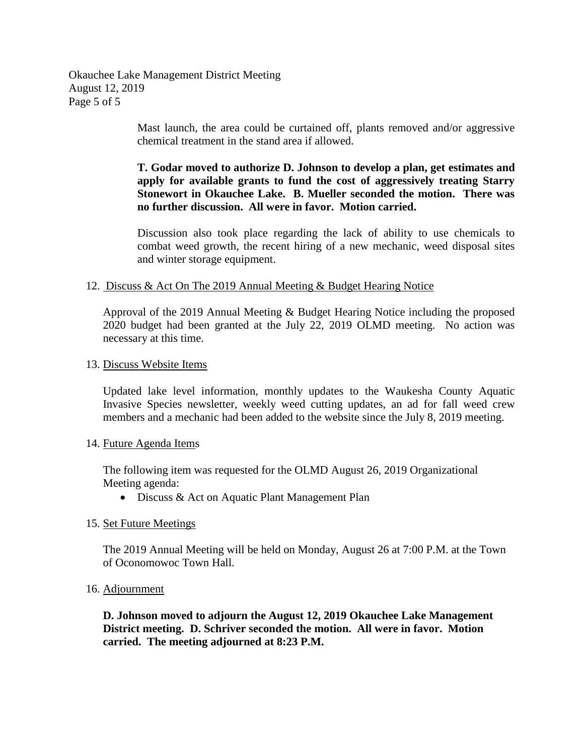Mast launch, the area could be curtained off, plants removed and/or aggressive chemical treatment in the stand area if allowed.

**T. Godar moved to authorize D. Johnson to develop a plan, get estimates and apply for available grants to fund the cost of aggressively treating Starry Stonewort in Okauchee Lake. B. Mueller seconded the motion. There was no further discussion. All were in favor. Motion carried.**

Discussion also took place regarding the lack of ability to use chemicals to combat weed growth, the recent hiring of a new mechanic, weed disposal sites and winter storage equipment.

12. Discuss & Act On The 2019 Annual Meeting & Budget Hearing Notice

Approval of the 2019 Annual Meeting & Budget Hearing Notice including the proposed 2020 budget had been granted at the July 22, 2019 OLMD meeting. No action was necessary at this time.

13. Discuss Website Items

Updated lake level information, monthly updates to the Waukesha County Aquatic Invasive Species newsletter, weekly weed cutting updates, an ad for fall weed crew members and a mechanic had been added to the website since the July 8, 2019 meeting.

14. Future Agenda Items

The following item was requested for the OLMD August 26, 2019 Organizational Meeting agenda:

- Discuss & Act on Aquatic Plant Management Plan

15. Set Future Meetings

The 2019 Annual Meeting will be held on Monday, August 26 at 7:00 P.M. at the Town of Oconomowoc Town Hall.

16. Adjournment

**D. Johnson moved to adjourn the August 12, 2019 Okauchee Lake Management District meeting. D. Schriver seconded the motion. All were in favor. Motion carried. The meeting adjourned at 8:23 P.M.**